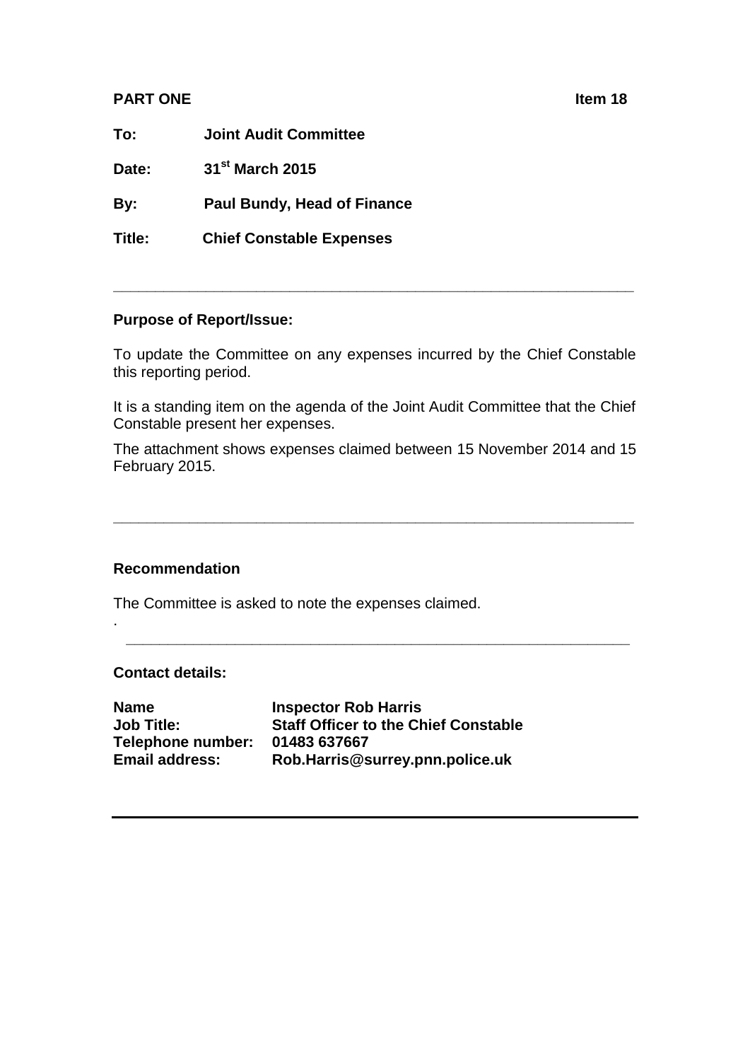**PART ONE** **Item 18**

**To:** **Joint Audit Committee**

**Date:** **31st March 2015**

**By:** **Paul Bundy, Head of Finance**

**Title:** **Chief Constable Expenses**

---

**Purpose of Report/Issue:**

To update the Committee on any expenses incurred by the Chief Constable this reporting period.

It is a standing item on the agenda of the Joint Audit Committee that the Chief Constable present her expenses.

The attachment shows expenses claimed between 15 November 2014 and 15 February 2015.

---

**Recommendation**

The Committee is asked to note the expenses claimed.

.

---

**Contact details:**

**Name** **Inspector Rob Harris**
**Job Title:** **Staff Officer to the Chief Constable**
**Telephone number:** **01483 637667**
**Email address:** **Rob.Harris@surrey.pnn.police.uk**

---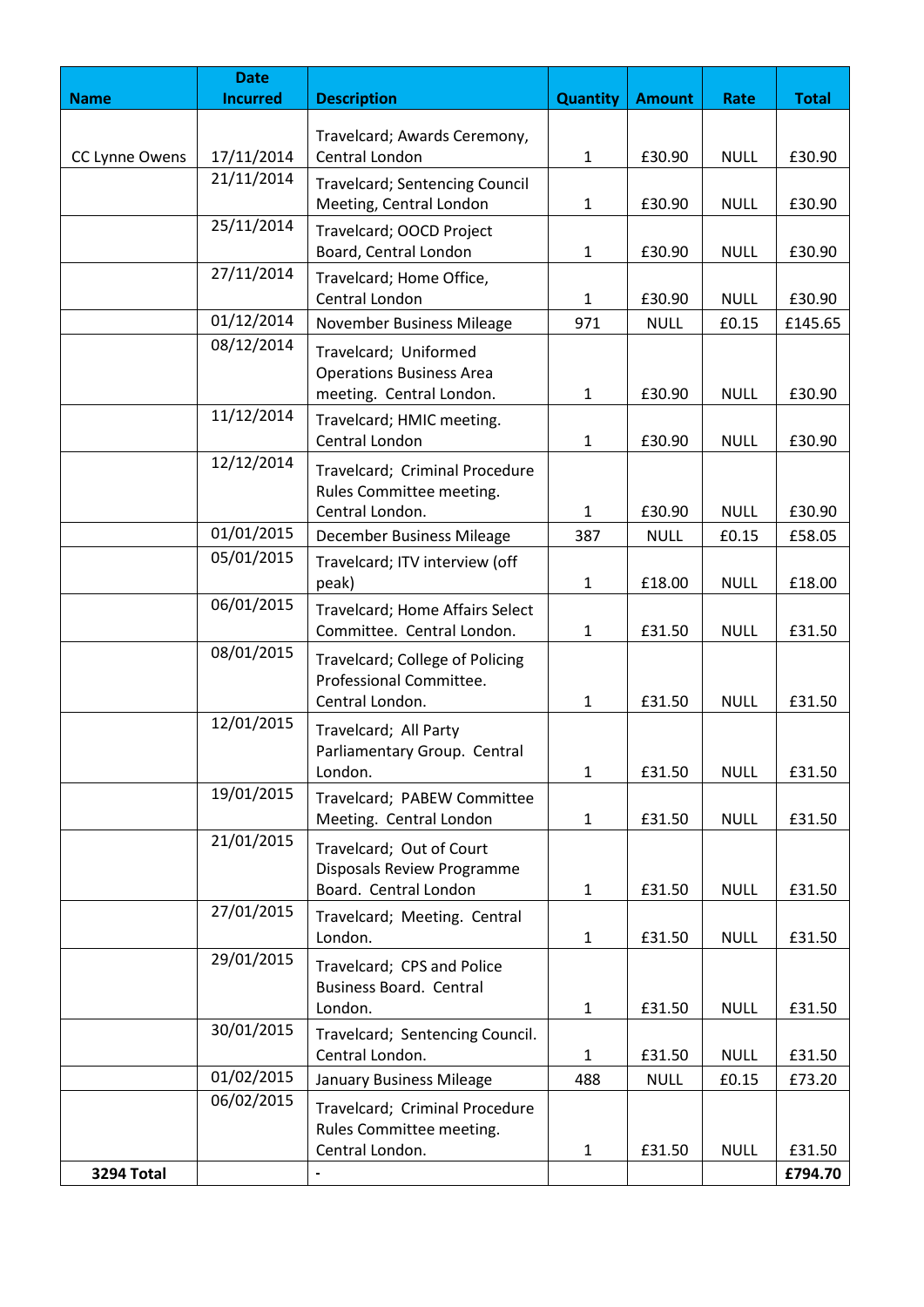| Name | Date Incurred | Description | Quantity | Amount | Rate | Total |
|---|---|---|---|---|---|---|
| CC Lynne Owens | 17/11/2014 | Travelcard; Awards Ceremony, Central London | 1 | £30.90 | NULL | £30.90 |
| | 21/11/2014 | Travelcard; Sentencing Council Meeting, Central London | 1 | £30.90 | NULL | £30.90 |
| | 25/11/2014 | Travelcard; OOCD Project Board, Central London | 1 | £30.90 | NULL | £30.90 |
| | 27/11/2014 | Travelcard; Home Office, Central London | 1 | £30.90 | NULL | £30.90 |
| | 01/12/2014 | November Business Mileage | 971 | NULL | £0.15 | £145.65 |
| | 08/12/2014 | Travelcard; Uniformed Operations Business Area meeting. Central London. | 1 | £30.90 | NULL | £30.90 |
| | 11/12/2014 | Travelcard; HMIC meeting. Central London | 1 | £30.90 | NULL | £30.90 |
| | 12/12/2014 | Travelcard; Criminal Procedure Rules Committee meeting. Central London. | 1 | £30.90 | NULL | £30.90 |
| | 01/01/2015 | December Business Mileage | 387 | NULL | £0.15 | £58.05 |
| | 05/01/2015 | Travelcard; ITV interview (off peak) | 1 | £18.00 | NULL | £18.00 |
| | 06/01/2015 | Travelcard; Home Affairs Select Committee. Central London. | 1 | £31.50 | NULL | £31.50 |
| | 08/01/2015 | Travelcard; College of Policing Professional Committee. Central London. | 1 | £31.50 | NULL | £31.50 |
| | 12/01/2015 | Travelcard; All Party Parliamentary Group. Central London. | 1 | £31.50 | NULL | £31.50 |
| | 19/01/2015 | Travelcard; PABEW Committee Meeting. Central London | 1 | £31.50 | NULL | £31.50 |
| | 21/01/2015 | Travelcard; Out of Court Disposals Review Programme Board. Central London | 1 | £31.50 | NULL | £31.50 |
| | 27/01/2015 | Travelcard; Meeting. Central London. | 1 | £31.50 | NULL | £31.50 |
| | 29/01/2015 | Travelcard; CPS and Police Business Board. Central London. | 1 | £31.50 | NULL | £31.50 |
| | 30/01/2015 | Travelcard; Sentencing Council. Central London. | 1 | £31.50 | NULL | £31.50 |
| | 01/02/2015 | January Business Mileage | 488 | NULL | £0.15 | £73.20 |
| | 06/02/2015 | Travelcard; Criminal Procedure Rules Committee meeting. Central London. | 1 | £31.50 | NULL | £31.50 |
| **3294 Total** | | - | | | | **£794.70** |